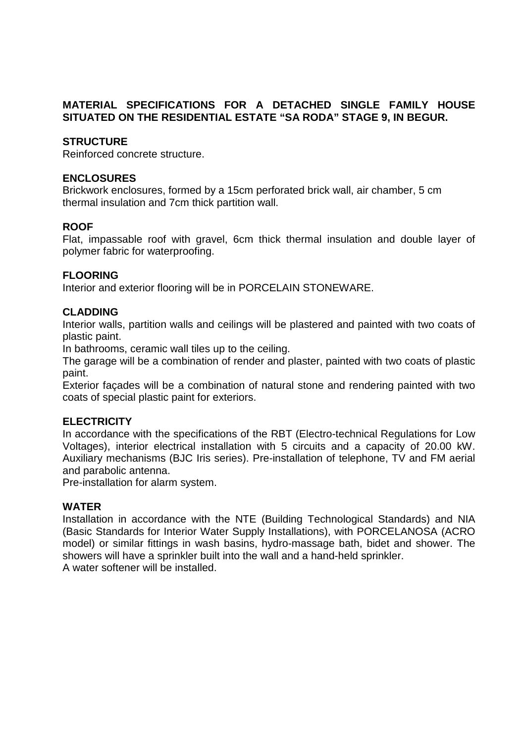# MATERIAL SPECIFICATIONS FOR A DETACHED SINGLE FAMILY HOUSE SITUATED ON THE RESIDENTIAL ESTATE "SA RODA" STAGE 9, IN BEGUR.

## STRUCTURE

Reinforced concrete structure.

## ENCLOSURES

Brickwork enclosures, formed by a 15cm perforated brick wall, air chamber, 5 cm thermal insulation and 7cm thick partition wall.

## ROOF

Flat, impassable roof with gravel, 6cm thick thermal insulation and double layer of polymer fabric for waterproofing.

## FLOORING

Interior and exterior flooring will be in PORCELAIN STONEWARE.

## CLADDING

Interior walls, partition walls and ceilings will be plastered and painted with two coats of plastic paint.

In bathrooms, ceramic wall tiles up to the ceiling.

The garage will be a combination of render and plaster, painted with two coats of plastic paint.

Exterior façades will be a combination of natural stone and rendering painted with two coats of special plastic paint for exteriors.

## ELECTRICITY

In accordance with the specifications of the RBT (Electro-technical Regulations for Low Voltages), interior electrical installation with 5 circuits and a capacity of 20.00 kW. Auxiliary mechanisms (BJC Iris series). Pre-installation of telephone, TV and FM aerial and parabolic antenna.

Pre-installation for alarm system.

## WATER

Installation in accordance with the NTE (Building Technological Standards) and NIA (Basic Standards for Interior Water Supply Installations), with PORCELANOSA (ACRO model) or similar fittings in wash basins, hydro-massage bath, bidet and shower. The showers will have a sprinkler built into the wall and a hand-held sprinkler.

A water softener will be installed.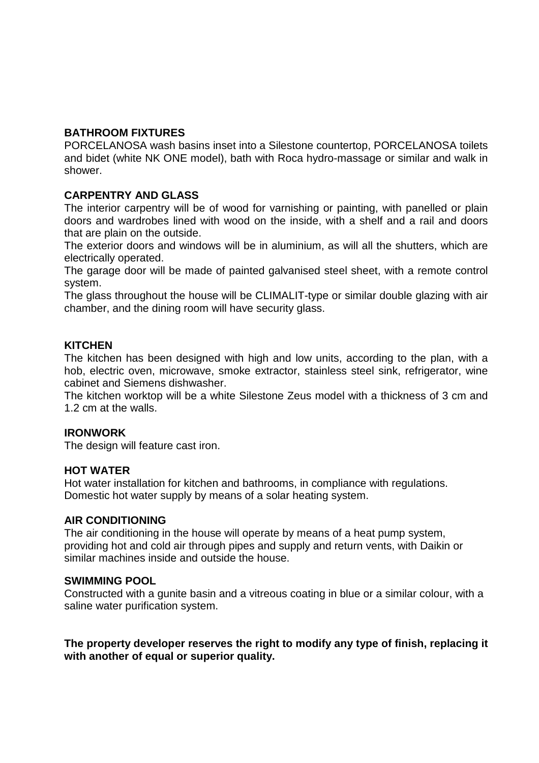**BATHROOM FIXTURES**

PORCELANOSA wash basins inset into a Silestone countertop, PORCELANOSA toilets and bidet (white NK ONE model), bath with Roca hydro-massage or similar and walk in shower.

**CARPENTRY AND GLASS**

The interior carpentry will be of wood for varnishing or painting, with panelled or plain doors and wardrobes lined with wood on the inside, with a shelf and a rail and doors that are plain on the outside.

The exterior doors and windows will be in aluminium, as will all the shutters, which are electrically operated.

The garage door will be made of painted galvanised steel sheet, with a remote control system.

The glass throughout the house will be CLIMALIT-type or similar double glazing with air chamber, and the dining room will have security glass.

**KITCHEN**

The kitchen has been designed with high and low units, according to the plan, with a hob, electric oven, microwave, smoke extractor, stainless steel sink, refrigerator, wine cabinet and Siemens dishwasher.

The kitchen worktop will be a white Silestone Zeus model with a thickness of 3 cm and 1.2 cm at the walls.

**IRONWORK**

The design will feature cast iron.

**HOT WATER**

Hot water installation for kitchen and bathrooms, in compliance with regulations.
Domestic hot water supply by means of a solar heating system.

**AIR CONDITIONING**

The air conditioning in the house will operate by means of a heat pump system, providing hot and cold air through pipes and supply and return vents, with Daikin or similar machines inside and outside the house.

**SWIMMING POOL**

Constructed with a gunite basin and a vitreous coating in blue or a similar colour, with a saline water purification system.

**The property developer reserves the right to modify any type of finish, replacing it with another of equal or superior quality.**